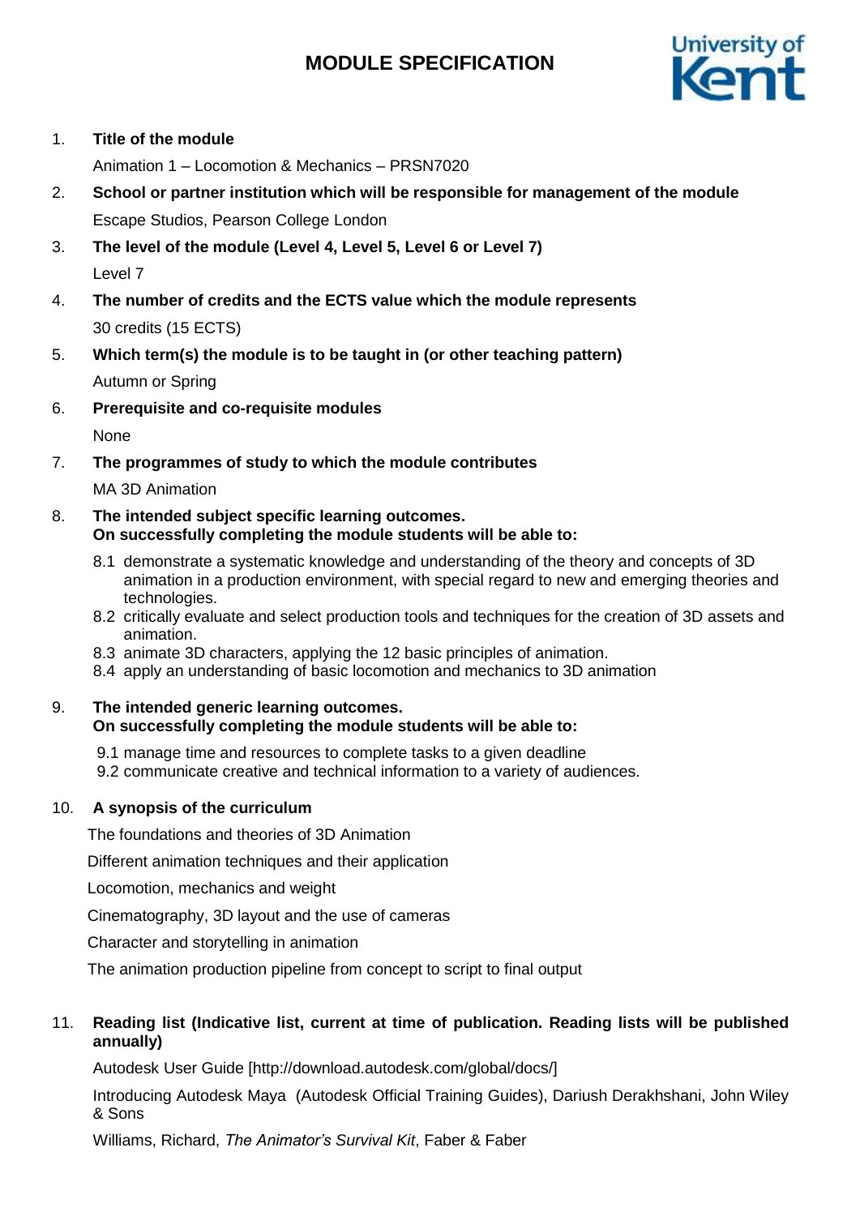# MODULE SPECIFICATION

1. **Title of the module**

   Animation 1 – Locomotion & Mechanics – PRSN7020

2. **School or partner institution which will be responsible for management of the module**

   Escape Studios, Pearson College London

3. **The level of the module (Level 4, Level 5, Level 6 or Level 7)**

   Level 7

4. **The number of credits and the ECTS value which the module represents**

   30 credits (15 ECTS)

5. **Which term(s) the module is to be taught in (or other teaching pattern)**

   Autumn or Spring

6. **Prerequisite and co-requisite modules**

   None

7. **The programmes of study to which the module contributes**

   MA 3D Animation

8. **The intended subject specific learning outcomes.**
   **On successfully completing the module students will be able to:**

   8.1 demonstrate a systematic knowledge and understanding of the theory and concepts of 3D animation in a production environment, with special regard to new and emerging theories and technologies.
   8.2 critically evaluate and select production tools and techniques for the creation of 3D assets and animation.
   8.3 animate 3D characters, applying the 12 basic principles of animation.
   8.4 apply an understanding of basic locomotion and mechanics to 3D animation

9. **The intended generic learning outcomes.**
   **On successfully completing the module students will be able to:**

   9.1 manage time and resources to complete tasks to a given deadline
   9.2 communicate creative and technical information to a variety of audiences.

10. **A synopsis of the curriculum**

    The foundations and theories of 3D Animation

    Different animation techniques and their application

    Locomotion, mechanics and weight

    Cinematography, 3D layout and the use of cameras

    Character and storytelling in animation

    The animation production pipeline from concept to script to final output

11. **Reading list (Indicative list, current at time of publication. Reading lists will be published annually)**

    Autodesk User Guide [http://download.autodesk.com/global/docs/]

    Introducing Autodesk Maya (Autodesk Official Training Guides), Dariush Derakhshani, John Wiley & Sons

    Williams, Richard, *The Animator's Survival Kit*, Faber & Faber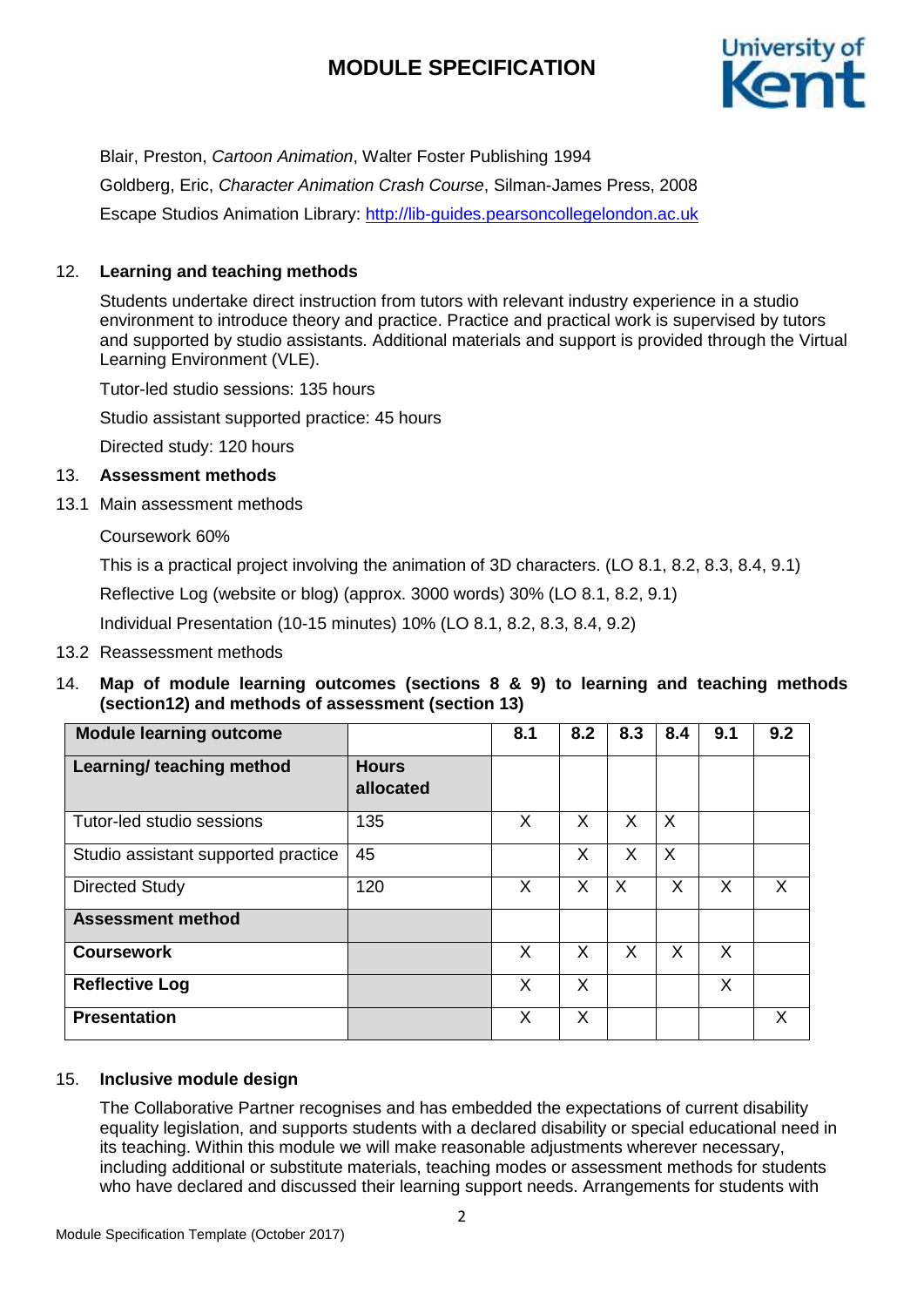Blair, Preston, *Cartoon Animation*, Walter Foster Publishing 1994

Goldberg, Eric, *Character Animation Crash Course*, Silman-James Press, 2008

Escape Studios Animation Library: http://lib-guides.pearsoncollegelondon.ac.uk

12. **Learning and teaching methods**

Students undertake direct instruction from tutors with relevant industry experience in a studio environment to introduce theory and practice. Practice and practical work is supervised by tutors and supported by studio assistants. Additional materials and support is provided through the Virtual Learning Environment (VLE).

Tutor-led studio sessions: 135 hours

Studio assistant supported practice: 45 hours

Directed study: 120 hours

13. **Assessment methods**

13.1 Main assessment methods

Coursework 60%

This is a practical project involving the animation of 3D characters. (LO 8.1, 8.2, 8.3, 8.4, 9.1)

Reflective Log (website or blog) (approx. 3000 words) 30% (LO 8.1, 8.2, 9.1)

Individual Presentation (10-15 minutes) 10% (LO 8.1, 8.2, 8.3, 8.4, 9.2)

13.2 Reassessment methods

14. **Map of module learning outcomes (sections 8 & 9) to learning and teaching methods (section12) and methods of assessment (section 13)**

| **Module learning outcome** | | 8.1 | 8.2 | 8.3 | 8.4 | 9.1 | 9.2 |
|---|---|---|---|---|---|---|---|
| **Learning/ teaching method** | **Hours allocated** | | | | | | |
| Tutor-led studio sessions | 135 | X | X | X | X | | |
| Studio assistant supported practice | 45 | | X | X | X | | |
| Directed Study | 120 | X | X | X | X | X | X |
| **Assessment method** | | | | | | | |
| **Coursework** | | X | X | X | X | X | |
| **Reflective Log** | | X | X | | | X | |
| **Presentation** | | X | X | | | | X |

15. **Inclusive module design**

The Collaborative Partner recognises and has embedded the expectations of current disability equality legislation, and supports students with a declared disability or special educational need in its teaching. Within this module we will make reasonable adjustments wherever necessary, including additional or substitute materials, teaching modes or assessment methods for students who have declared and discussed their learning support needs. Arrangements for students with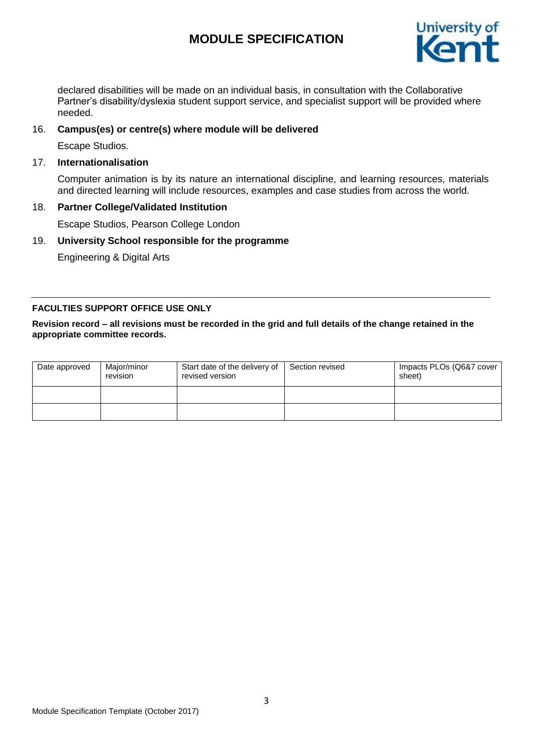declared disabilities will be made on an individual basis, in consultation with the Collaborative Partner's disability/dyslexia student support service, and specialist support will be provided where needed.

16. **Campus(es) or centre(s) where module will be delivered**

    Escape Studios.

17. **Internationalisation**

    Computer animation is by its nature an international discipline, and learning resources, materials and directed learning will include resources, examples and case studies from across the world.

18. **Partner College/Validated Institution**

    Escape Studios, Pearson College London

19. **University School responsible for the programme**

    Engineering & Digital Arts

---

**FACULTIES SUPPORT OFFICE USE ONLY**

**Revision record – all revisions must be recorded in the grid and full details of the change retained in the appropriate committee records.**

| Date approved | Major/minor revision | Start date of the delivery of revised version | Section revised | Impacts PLOs (Q6&7 cover sheet) |
|---|---|---|---|---|
| | | | | |
| | | | | |

Module Specification Template (October 2017)